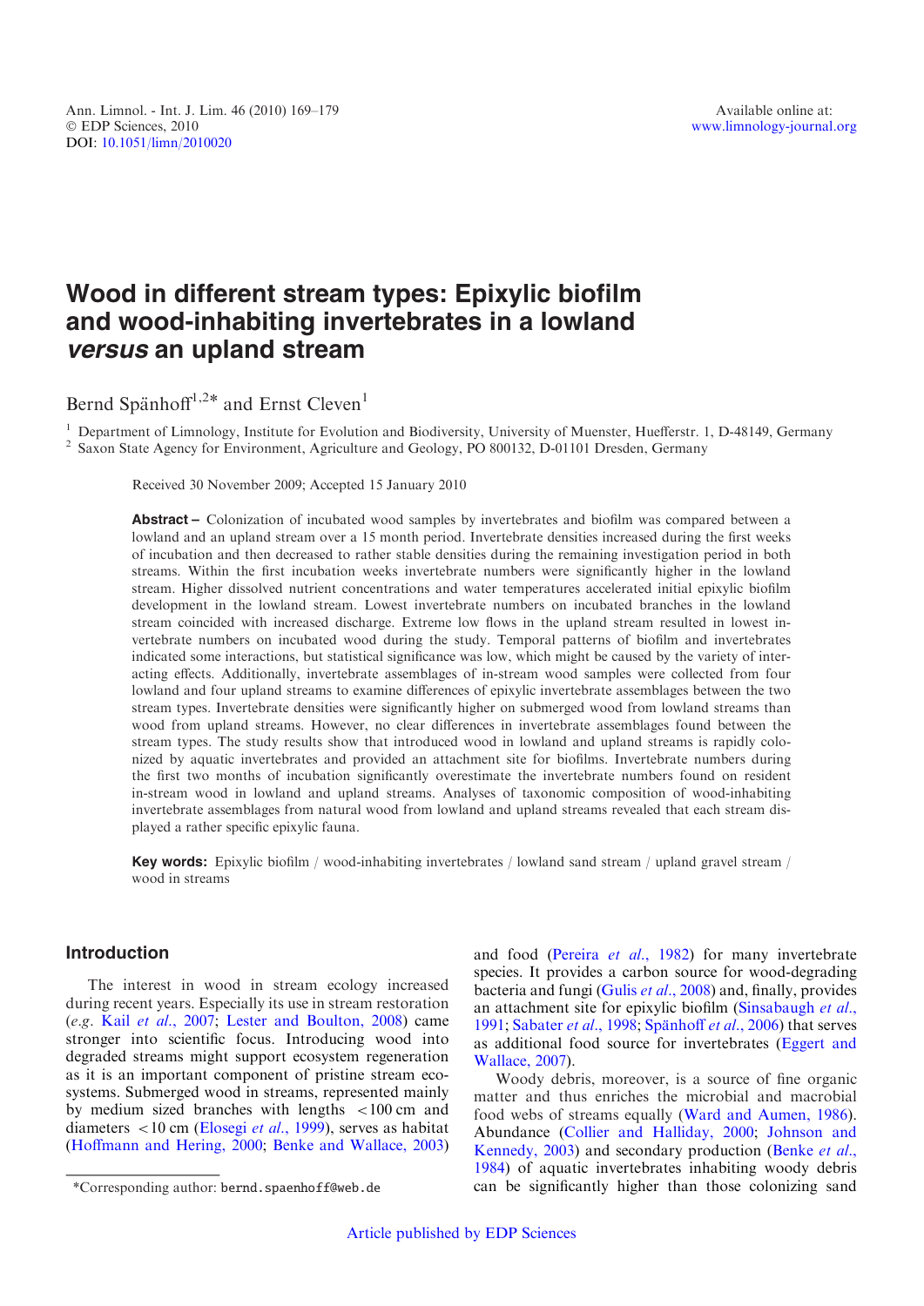Ann. Limnol. - Int. J. Lim. 46 (2010) 169–179
© EDP Sciences, 2010
DOI: 10.1051/limn/2010020

Available online at:
www.limnology-journal.org

# Wood in different stream types: Epixylic biofilm and wood-inhabiting invertebrates in a lowland *versus* an upland stream

Bernd Spänhoff[1,2]* and Ernst Cleven[1]

[1] Department of Limnology, Institute for Evolution and Biodiversity, University of Muenster, Huefferstr. 1, D-48149, Germany
[2] Saxon State Agency for Environment, Agriculture and Geology, PO 800132, D-01101 Dresden, Germany

Received 30 November 2009; Accepted 15 January 2010

**Abstract –** Colonization of incubated wood samples by invertebrates and biofilm was compared between a lowland and an upland stream over a 15 month period. Invertebrate densities increased during the first weeks of incubation and then decreased to rather stable densities during the remaining investigation period in both streams. Within the first incubation weeks invertebrate numbers were significantly higher in the lowland stream. Higher dissolved nutrient concentrations and water temperatures accelerated initial epixylic biofilm development in the lowland stream. Lowest invertebrate numbers on incubated branches in the lowland stream coincided with increased discharge. Extreme low flows in the upland stream resulted in lowest invertebrate numbers on incubated wood during the study. Temporal patterns of biofilm and invertebrates indicated some interactions, but statistical significance was low, which might be caused by the variety of interacting effects. Additionally, invertebrate assemblages of in-stream wood samples were collected from four lowland and four upland streams to examine differences of epixylic invertebrate assemblages between the two stream types. Invertebrate densities were significantly higher on submerged wood from lowland streams than wood from upland streams. However, no clear differences in invertebrate assemblages found between the stream types. The study results show that introduced wood in lowland and upland streams is rapidly colonized by aquatic invertebrates and provided an attachment site for biofilms. Invertebrate numbers during the first two months of incubation significantly overestimate the invertebrate numbers found on resident in-stream wood in lowland and upland streams. Analyses of taxonomic composition of wood-inhabiting invertebrate assemblages from natural wood from lowland and upland streams revealed that each stream displayed a rather specific epixylic fauna.

**Key words:** Epixylic biofilm / wood-inhabiting invertebrates / lowland sand stream / upland gravel stream / wood in streams

## Introduction

The interest in wood in stream ecology increased during recent years. Especially its use in stream restoration (*e.g.* Kail *et al.*, 2007; Lester and Boulton, 2008) came stronger into scientific focus. Introducing wood into degraded streams might support ecosystem regeneration as it is an important component of pristine stream ecosystems. Submerged wood in streams, represented mainly by medium sized branches with lengths <100 cm and diameters <10 cm (Elosegi *et al.*, 1999), serves as habitat (Hoffmann and Hering, 2000; Benke and Wallace, 2003) and food (Pereira *et al.*, 1982) for many invertebrate species. It provides a carbon source for wood-degrading bacteria and fungi (Gulis *et al.*, 2008) and, finally, provides an attachment site for epixylic biofilm (Sinsabaugh *et al.*, 1991; Sabater *et al.*, 1998; Spänhoff *et al.*, 2006) that serves as additional food source for invertebrates (Eggert and Wallace, 2007).

Woody debris, moreover, is a source of fine organic matter and thus enriches the microbial and macrobial food webs of streams equally (Ward and Aumen, 1986). Abundance (Collier and Halliday, 2000; Johnson and Kennedy, 2003) and secondary production (Benke *et al.*, 1984) of aquatic invertebrates inhabiting woody debris can be significantly higher than those colonizing sand

*Corresponding author: bernd.spaenhoff@web.de

Article published by EDP Sciences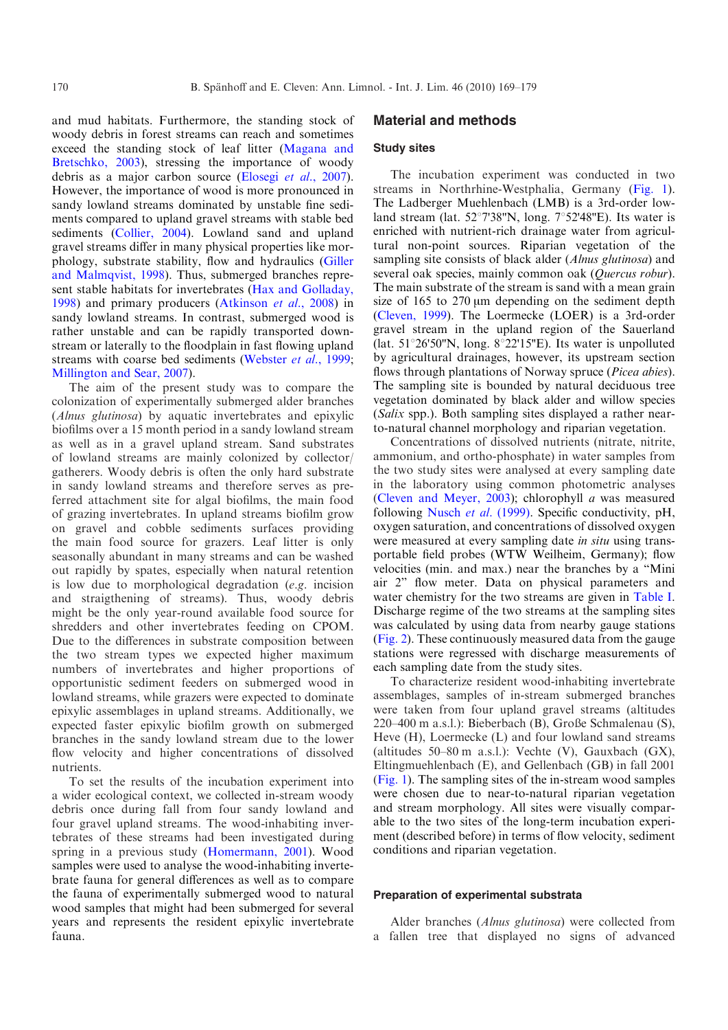and mud habitats. Furthermore, the standing stock of woody debris in forest streams can reach and sometimes exceed the standing stock of leaf litter (Magana and Bretschko, 2003), stressing the importance of woody debris as a major carbon source (Elosegi *et al.*, 2007). However, the importance of wood is more pronounced in sandy lowland streams dominated by unstable fine sediments compared to upland gravel streams with stable bed sediments (Collier, 2004). Lowland sand and upland gravel streams differ in many physical properties like morphology, substrate stability, flow and hydraulics (Giller and Malmqvist, 1998). Thus, submerged branches represent stable habitats for invertebrates (Hax and Golladay, 1998) and primary producers (Atkinson *et al.*, 2008) in sandy lowland streams. In contrast, submerged wood is rather unstable and can be rapidly transported downstream or laterally to the floodplain in fast flowing upland streams with coarse bed sediments (Webster *et al.*, 1999; Millington and Sear, 2007).

The aim of the present study was to compare the colonization of experimentally submerged alder branches (*Alnus glutinosa*) by aquatic invertebrates and epixylic biofilms over a 15 month period in a sandy lowland stream as well as in a gravel upland stream. Sand substrates of lowland streams are mainly colonized by collector/gatherers. Woody debris is often the only hard substrate in sandy lowland streams and therefore serves as preferred attachment site for algal biofilms, the main food of grazing invertebrates. In upland streams biofilm grow on gravel and cobble sediments surfaces providing the main food source for grazers. Leaf litter is only seasonally abundant in many streams and can be washed out rapidly by spates, especially when natural retention is low due to morphological degradation (*e.g.* incision and straightening of streams). Thus, woody debris might be the only year-round available food source for shredders and other invertebrates feeding on CPOM. Due to the differences in substrate composition between the two stream types we expected higher maximum numbers of invertebrates and higher proportions of opportunistic sediment feeders on submerged wood in lowland streams, while grazers were expected to dominate epixylic assemblages in upland streams. Additionally, we expected faster epixylic biofilm growth on submerged branches in the sandy lowland stream due to the lower flow velocity and higher concentrations of dissolved nutrients.

To set the results of the incubation experiment into a wider ecological context, we collected in-stream woody debris once during fall from four sandy lowland and four gravel upland streams. The wood-inhabiting invertebrates of these streams had been investigated during spring in a previous study (Homermann, 2001). Wood samples were used to analyse the wood-inhabiting invertebrate fauna for general differences as well as to compare the fauna of experimentally submerged wood to natural wood samples that might had been submerged for several years and represents the resident epixylic invertebrate fauna.

## Material and methods

### Study sites

The incubation experiment was conducted in two streams in Northrhine-Westphalia, Germany (Fig. 1). The Ladberger Muehlenbach (LMB) is a 3rd-order lowland stream (lat. 52°7'38"N, long. 7°52'48"E). Its water is enriched with nutrient-rich drainage water from agricultural non-point sources. Riparian vegetation of the sampling site consists of black alder (*Alnus glutinosa*) and several oak species, mainly common oak (*Quercus robur*). The main substrate of the stream is sand with a mean grain size of 165 to 270 μm depending on the sediment depth (Cleven, 1999). The Loermecke (LOER) is a 3rd-order gravel stream in the upland region of the Sauerland (lat. 51°26'50"N, long. 8°22'15"E). Its water is unpolluted by agricultural drainages, however, its upstream section flows through plantations of Norway spruce (*Picea abies*). The sampling site is bounded by natural deciduous tree vegetation dominated by black alder and willow species (*Salix* spp.). Both sampling sites displayed a rather near-to-natural channel morphology and riparian vegetation.

Concentrations of dissolved nutrients (nitrate, nitrite, ammonium, and ortho-phosphate) in water samples from the two study sites were analysed at every sampling date in the laboratory using common photometric analyses (Cleven and Meyer, 2003); chlorophyll *a* was measured following Nusch *et al.* (1999). Specific conductivity, pH, oxygen saturation, and concentrations of dissolved oxygen were measured at every sampling date *in situ* using transportable field probes (WTW Weilheim, Germany); flow velocities (min. and max.) near the branches by a "Mini air 2" flow meter. Data on physical parameters and water chemistry for the two streams are given in Table I. Discharge regime of the two streams at the sampling sites was calculated by using data from nearby gauge stations (Fig. 2). These continuously measured data from the gauge stations were regressed with discharge measurements of each sampling date from the study sites.

To characterize resident wood-inhabiting invertebrate assemblages, samples of in-stream submerged branches were taken from four upland gravel streams (altitudes 220–400 m a.s.l.): Bieberbach (B), Große Schmalenau (S), Heve (H), Loermecke (L) and four lowland sand streams (altitudes 50–80 m a.s.l.): Vechte (V), Gauxbach (GX), Eltingmuehlenbach (E), and Gellenbach (GB) in fall 2001 (Fig. 1). The sampling sites of the in-stream wood samples were chosen due to near-to-natural riparian vegetation and stream morphology. All sites were visually comparable to the two sites of the long-term incubation experiment (described before) in terms of flow velocity, sediment conditions and riparian vegetation.

### Preparation of experimental substrata

Alder branches (*Alnus glutinosa*) were collected from a fallen tree that displayed no signs of advanced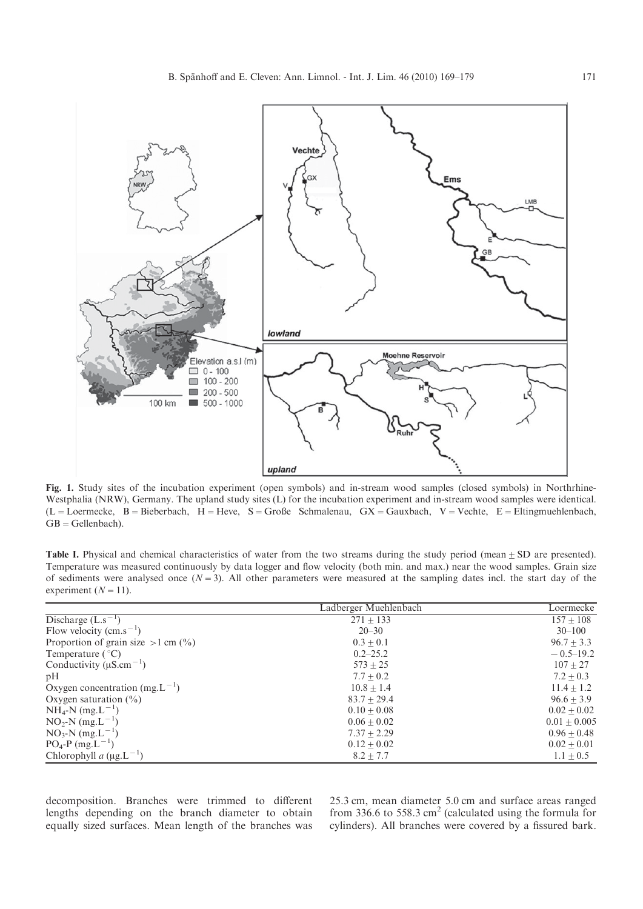**Fig. 1.** Study sites of the incubation experiment (open symbols) and in-stream wood samples (closed symbols) in Northrhine-Westphalia (NRW), Germany. The upland study sites (L) for the incubation experiment and in-stream wood samples were identical. (L = Loermecke, B = Bieberbach, H = Heve, S = Große Schmalenau, GX = Gauxbach, V = Vechte, E = Eltingmuehlenbach, GB = Gellenbach).

**Table I.** Physical and chemical characteristics of water from the two streams during the study period (mean ± SD are presented). Temperature was measured continuously by data logger and flow velocity (both min. and max.) near the wood samples. Grain size of sediments were analysed once ($N = 3$). All other parameters were measured at the sampling dates incl. the start day of the experiment ($N = 11$).

| | Ladberger Muehlenbach | Loermecke |
|---|---|---|
| Discharge ($L.s^{-1}$) | 271 ± 133 | 157 ± 108 |
| Flow velocity ($cm.s^{-1}$) | 20–30 | 30–100 |
| Proportion of grain size >1 cm (%) | 0.3 ± 0.1 | 96.7 ± 3.3 |
| Temperature (°C) | 0.2–25.2 | −0.5–19.2 |
| Conductivity ($\mu S.cm^{-1}$) | 573 ± 25 | 107 ± 27 |
| pH | 7.7 ± 0.2 | 7.2 ± 0.3 |
| Oxygen concentration ($mg.L^{-1}$) | 10.8 ± 1.4 | 11.4 ± 1.2 |
| Oxygen saturation (%) | 83.7 ± 29.4 | 96.6 ± 3.9 |
| $NH_4$-N ($mg.L^{-1}$) | 0.10 ± 0.08 | 0.02 ± 0.02 |
| $NO_2$-N ($mg.L^{-1}$) | 0.06 ± 0.02 | 0.01 ± 0.005 |
| $NO_3$-N ($mg.L^{-1}$) | 7.37 ± 2.29 | 0.96 ± 0.48 |
| $PO_4$-P ($mg.L^{-1}$) | 0.12 ± 0.02 | 0.02 ± 0.01 |
| Chlorophyll *a* ($\mu g.L^{-1}$) | 8.2 ± 7.7 | 1.1 ± 0.5 |

decomposition. Branches were trimmed to different lengths depending on the branch diameter to obtain equally sized surfaces. Mean length of the branches was 25.3 cm, mean diameter 5.0 cm and surface areas ranged from 336.6 to 558.3 $cm^2$ (calculated using the formula for cylinders). All branches were covered by a fissured bark.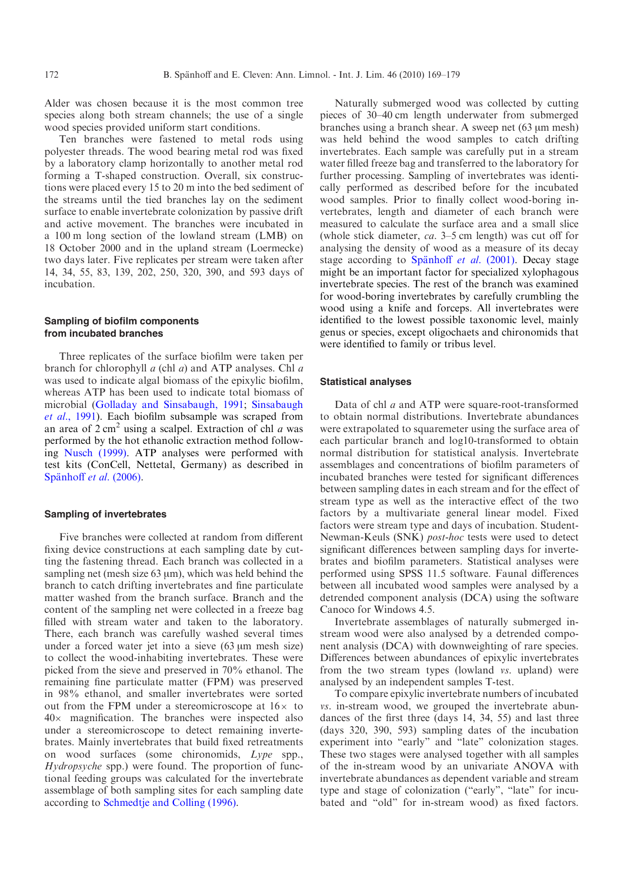Alder was chosen because it is the most common tree species along both stream channels; the use of a single wood species provided uniform start conditions.

Ten branches were fastened to metal rods using polyester threads. The wood bearing metal rod was fixed by a laboratory clamp horizontally to another metal rod forming a T-shaped construction. Overall, six constructions were placed every 15 to 20 m into the bed sediment of the streams until the tied branches lay on the sediment surface to enable invertebrate colonization by passive drift and active movement. The branches were incubated in a 100 m long section of the lowland stream (LMB) on 18 October 2000 and in the upland stream (Loermecke) two days later. Five replicates per stream were taken after 14, 34, 55, 83, 139, 202, 250, 320, 390, and 593 days of incubation.

### Sampling of biofilm components from incubated branches

Three replicates of the surface biofilm were taken per branch for chlorophyll *a* (chl *a*) and ATP analyses. Chl *a* was used to indicate algal biomass of the epixylic biofilm, whereas ATP has been used to indicate total biomass of microbial (Golladay and Sinsabaugh, 1991; Sinsabaugh *et al*., 1991). Each biofilm subsample was scraped from an area of 2 $cm^2$ using a scalpel. Extraction of chl *a* was performed by the hot ethanolic extraction method following Nusch (1999). ATP analyses were performed with test kits (ConCell, Nettetal, Germany) as described in Spänhoff *et al*. (2006).

### Sampling of invertebrates

Five branches were collected at random from different fixing device constructions at each sampling date by cutting the fastening thread. Each branch was collected in a sampling net (mesh size 63 µm), which was held behind the branch to catch drifting invertebrates and fine particulate matter washed from the branch surface. Branch and the content of the sampling net were collected in a freeze bag filled with stream water and taken to the laboratory. There, each branch was carefully washed several times under a forced water jet into a sieve (63 µm mesh size) to collect the wood-inhabiting invertebrates. These were picked from the sieve and preserved in 70% ethanol. The remaining fine particulate matter (FPM) was preserved in 98% ethanol, and smaller invertebrates were sorted out from the FPM under a stereomicroscope at 16× to 40× magnification. The branches were inspected also under a stereomicroscope to detect remaining invertebrates. Mainly invertebrates that build fixed retreatments on wood surfaces (some chironomids, *Lype* spp., *Hydropsyche* spp.) were found. The proportion of functional feeding groups was calculated for the invertebrate assemblage of both sampling sites for each sampling date according to Schmedtje and Colling (1996).

Naturally submerged wood was collected by cutting pieces of 30–40 cm length underwater from submerged branches using a branch shear. A sweep net (63 µm mesh) was held behind the wood samples to catch drifting invertebrates. Each sample was carefully put in a stream water filled freeze bag and transferred to the laboratory for further processing. Sampling of invertebrates was identically performed as described before for the incubated wood samples. Prior to finally collect wood-boring invertebrates, length and diameter of each branch were measured to calculate the surface area and a small slice (whole stick diameter, *ca*. 3–5 cm length) was cut off for analysing the density of wood as a measure of its decay stage according to Spänhoff *et al*. (2001). Decay stage might be an important factor for specialized xylophagous invertebrate species. The rest of the branch was examined for wood-boring invertebrates by carefully crumbling the wood using a knife and forceps. All invertebrates were identified to the lowest possible taxonomic level, mainly genus or species, except oligochaets and chironomids that were identified to family or tribus level.

### Statistical analyses

Data of chl *a* and ATP were square-root-transformed to obtain normal distributions. Invertebrate abundances were extrapolated to squaremeter using the surface area of each particular branch and log10-transformed to obtain normal distribution for statistical analysis. Invertebrate assemblages and concentrations of biofilm parameters of incubated branches were tested for significant differences between sampling dates in each stream and for the effect of stream type as well as the interactive effect of the two factors by a multivariate general linear model. Fixed factors were stream type and days of incubation. Student-Newman-Keuls (SNK) *post-hoc* tests were used to detect significant differences between sampling days for invertebrates and biofilm parameters. Statistical analyses were performed using SPSS 11.5 software. Faunal differences between all incubated wood samples were analysed by a detrended component analysis (DCA) using the software Canoco for Windows 4.5.

Invertebrate assemblages of naturally submerged instream wood were also analysed by a detrended component analysis (DCA) with downweighting of rare species. Differences between abundances of epixylic invertebrates from the two stream types (lowland *vs*. upland) were analysed by an independent samples T-test.

To compare epixylic invertebrate numbers of incubated *vs*. in-stream wood, we grouped the invertebrate abundances of the first three (days 14, 34, 55) and last three (days 320, 390, 593) sampling dates of the incubation experiment into "early" and "late" colonization stages. These two stages were analysed together with all samples of the in-stream wood by an univariate ANOVA with invertebrate abundances as dependent variable and stream type and stage of colonization ("early", "late" for incubated and "old" for in-stream wood) as fixed factors.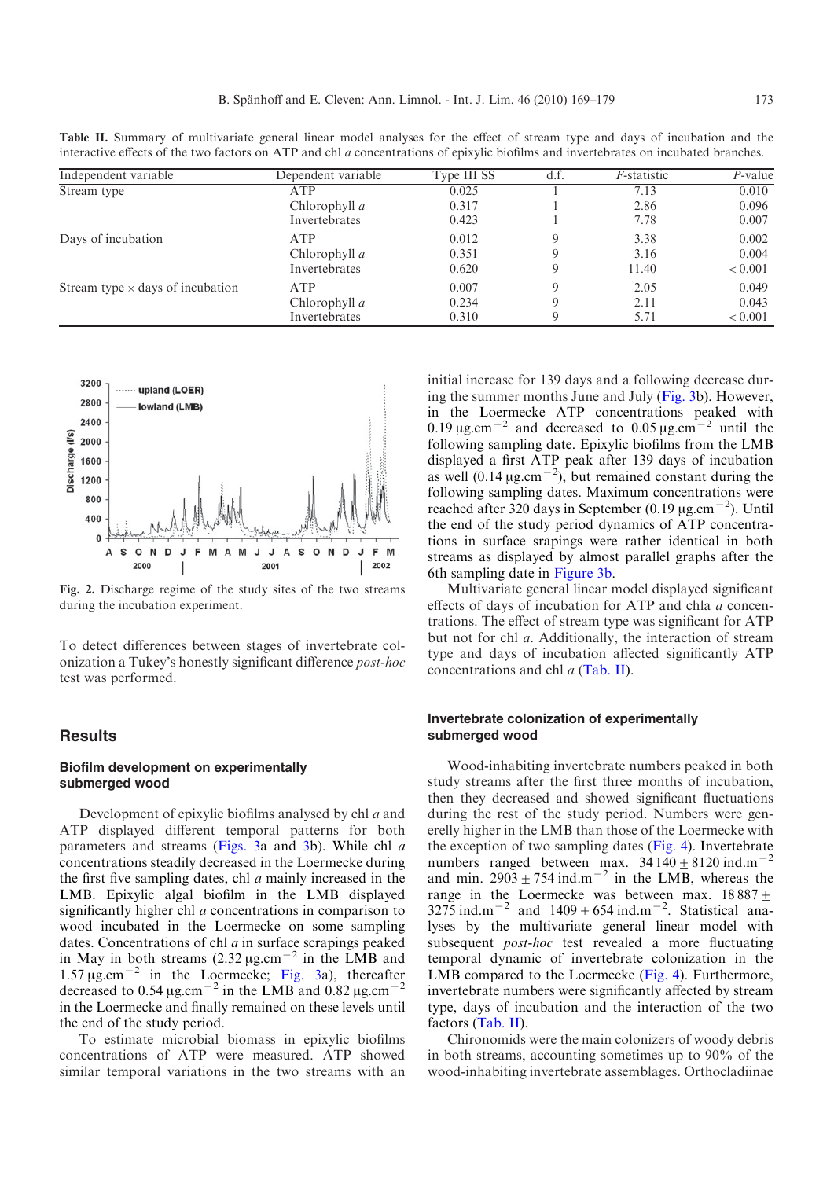**Table II.** Summary of multivariate general linear model analyses for the effect of stream type and days of incubation and the interactive effects of the two factors on ATP and chl *a* concentrations of epixylic biofilms and invertebrates on incubated branches.

| Independent variable | Dependent variable | Type III SS | d.f. | *F*-statistic | *P*-value |
|---|---|---|---|---|---|
| Stream type | ATP | 0.025 | 1 | 7.13 | 0.010 |
| | Chlorophyll *a* | 0.317 | 1 | 2.86 | 0.096 |
| | Invertebrates | 0.423 | 1 | 7.78 | 0.007 |
| Days of incubation | ATP | 0.012 | 9 | 3.38 | 0.002 |
| | Chlorophyll *a* | 0.351 | 9 | 3.16 | 0.004 |
| | Invertebrates | 0.620 | 9 | 11.40 | < 0.001 |
| Stream type × days of incubation | ATP | 0.007 | 9 | 2.05 | 0.049 |
| | Chlorophyll *a* | 0.234 | 9 | 2.11 | 0.043 |
| | Invertebrates | 0.310 | 9 | 5.71 | < 0.001 |

**Fig. 2.** Discharge regime of the study sites of the two streams during the incubation experiment.

To detect differences between stages of invertebrate colonization a Tukey's honestly significant difference *post-hoc* test was performed.

## Results

### Biofilm development on experimentally submerged wood

Development of epixylic biofilms analysed by chl *a* and ATP displayed different temporal patterns for both parameters and streams (Figs. 3a and 3b). While chl *a* concentrations steadily decreased in the Loermecke during the first five sampling dates, chl *a* mainly increased in the LMB. Epixylic algal biofilm in the LMB displayed significantly higher chl *a* concentrations in comparison to wood incubated in the Loermecke on some sampling dates. Concentrations of chl *a* in surface scrapings peaked in May in both streams (2.32 μg.cm$^{-2}$ in the LMB and 1.57 μg.cm$^{-2}$ in the Loermecke; Fig. 3a), thereafter decreased to 0.54 μg.cm$^{-2}$ in the LMB and 0.82 μg.cm$^{-2}$ in the Loermecke and finally remained on these levels until the end of the study period.

To estimate microbial biomass in epixylic biofilms concentrations of ATP were measured. ATP showed similar temporal variations in the two streams with an initial increase for 139 days and a following decrease during the summer months June and July (Fig. 3b). However, in the Loermecke ATP concentrations peaked with 0.19 μg.cm$^{-2}$ and decreased to 0.05 μg.cm$^{-2}$ until the following sampling date. Epixylic biofilms from the LMB displayed a first ATP peak after 139 days of incubation as well (0.14 μg.cm$^{-2}$), but remained constant during the following sampling dates. Maximum concentrations were reached after 320 days in September (0.19 μg.cm$^{-2}$). Until the end of the study period dynamics of ATP concentrations in surface srapings were rather identical in both streams as displayed by almost parallel graphs after the 6th sampling date in Figure 3b.

Multivariate general linear model displayed significant effects of days of incubation for ATP and chla *a* concentrations. The effect of stream type was significant for ATP but not for chl *a*. Additionally, the interaction of stream type and days of incubation affected significantly ATP concentrations and chl *a* (Tab. II).

### Invertebrate colonization of experimentally submerged wood

Wood-inhabiting invertebrate numbers peaked in both study streams after the first three months of incubation, then they decreased and showed significant fluctuations during the rest of the study period. Numbers were generelly higher in the LMB than those of the Loermecke with the exception of two sampling dates (Fig. 4). Invertebrate numbers ranged between max. 34 140 ± 8120 ind.m$^{-2}$ and min. 2903 ± 754 ind.m$^{-2}$ in the LMB, whereas the range in the Loermecke was between max. 18 887 ± 3275 ind.m$^{-2}$ and 1409 ± 654 ind.m$^{-2}$. Statistical analyses by the multivariate general linear model with subsequent *post-hoc* test revealed a more fluctuating temporal dynamic of invertebrate colonization in the LMB compared to the Loermecke (Fig. 4). Furthermore, invertebrate numbers were significantly affected by stream type, days of incubation and the interaction of the two factors (Tab. II).

Chironomids were the main colonizers of woody debris in both streams, accounting sometimes up to 90% of the wood-inhabiting invertebrate assemblages. Orthocladiinae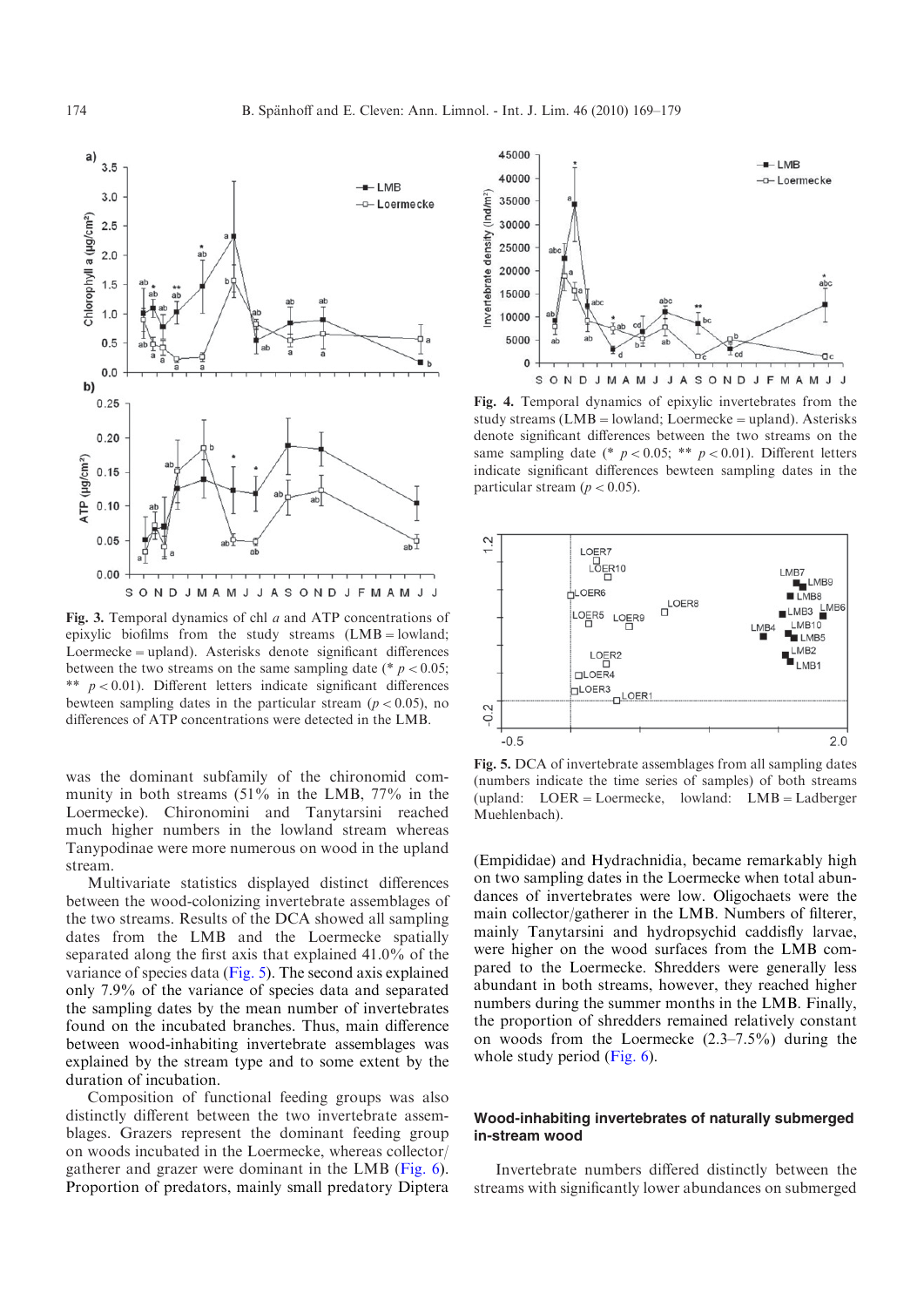Fig. 3. Temporal dynamics of chl *a* and ATP concentrations of epixylic biofilms from the study streams (LMB = lowland; Loermecke = upland). Asterisks denote significant differences between the two streams on the same sampling date (* $p < 0.05$; ** $p < 0.01$). Different letters indicate significant differences bewteen sampling dates in the particular stream ($p < 0.05$), no differences of ATP concentrations were detected in the LMB.

Fig. 4. Temporal dynamics of epixylic invertebrates from the study streams (LMB = lowland; Loermecke = upland). Asterisks denote significant differences between the two streams on the same sampling date (* $p < 0.05$; ** $p < 0.01$). Different letters indicate significant differences bewteen sampling dates in the particular stream ($p < 0.05$).

Fig. 5. DCA of invertebrate assemblages from all sampling dates (numbers indicate the time series of samples) of both streams (upland: LOER = Loermecke, lowland: LMB = Ladberger Muehlenbach).

was the dominant subfamily of the chironomid community in both streams (51% in the LMB, 77% in the Loermecke). Chironomini and Tanytarsini reached much higher numbers in the lowland stream whereas Tanypodinae were more numerous on wood in the upland stream.

Multivariate statistics displayed distinct differences between the wood-colonizing invertebrate assemblages of the two streams. Results of the DCA showed all sampling dates from the LMB and the Loermecke spatially separated along the first axis that explained 41.0% of the variance of species data (Fig. 5). The second axis explained only 7.9% of the variance of species data and separated the sampling dates by the mean number of invertebrates found on the incubated branches. Thus, main difference between wood-inhabiting invertebrate assemblages was explained by the stream type and to some extent by the duration of incubation.

Composition of functional feeding groups was also distinctly different between the two invertebrate assemblages. Grazers represent the dominant feeding group on woods incubated in the Loermecke, whereas collector/gatherer and grazer were dominant in the LMB (Fig. 6). Proportion of predators, mainly small predatory Diptera (Empididae) and Hydrachnidia, became remarkably high on two sampling dates in the Loermecke when total abundances of invertebrates were low. Oligochaets were the main collector/gatherer in the LMB. Numbers of filterer, mainly Tanytarsini and hydropsychid caddisfly larvae, were higher on the wood surfaces from the LMB compared to the Loermecke. Shredders were generally less abundant in both streams, however, they reached higher numbers during the summer months in the LMB. Finally, the proportion of shredders remained relatively constant on woods from the Loermecke (2.3–7.5%) during the whole study period (Fig. 6).

## Wood-inhabiting invertebrates of naturally submerged in-stream wood

Invertebrate numbers differed distinctly between the streams with significantly lower abundances on submerged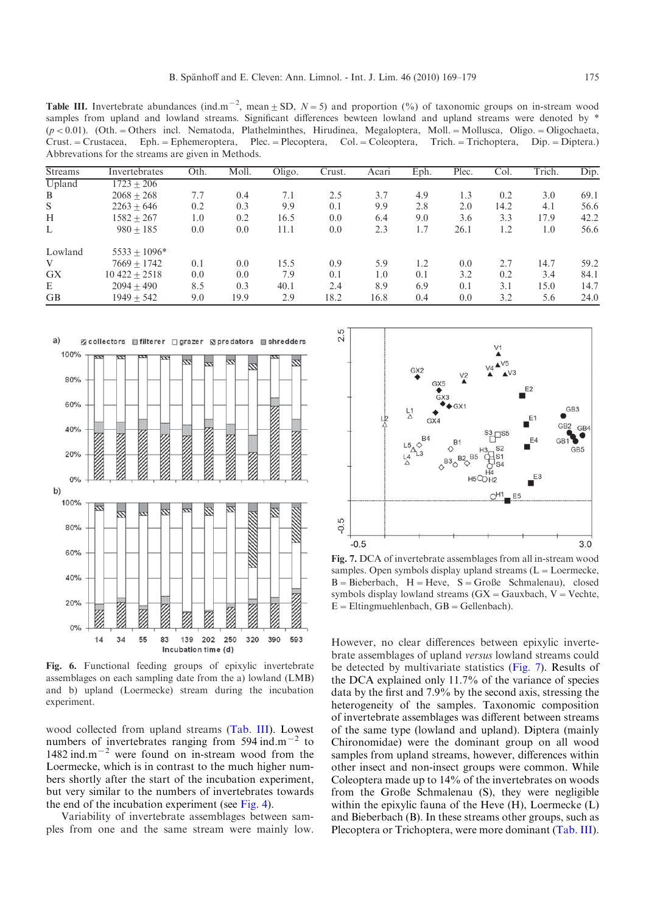**Table III.** Invertebrate abundances (ind.m$^{-2}$, mean ± SD, $N = 5$) and proportion (%) of taxonomic groups on in-stream wood samples from upland and lowland streams. Significant differences bewteen lowland and upland streams were denoted by * ($p < 0.01$). (Oth. = Others incl. Nematoda, Plathelminthes, Hirudinea, Megaloptera, Moll. = Mollusca, Oligo. = Oligochaeta, Crust. = Crustacea, Eph. = Ephemeroptera, Plec. = Plecoptera, Col. = Coleoptera, Trich. = Trichoptera, Dip. = Diptera.) Abbrevations for the streams are given in Methods.

| Streams | Invertebrates | Oth. | Moll. | Oligo. | Crust. | Acari | Eph. | Plec. | Col. | Trich. | Dip. |
|---|---|---|---|---|---|---|---|---|---|---|---|
| Upland | 1723 ± 206 | | | | | | | | | | |
| B | 2068 ± 268 | 7.7 | 0.4 | 7.1 | 2.5 | 3.7 | 4.9 | 1.3 | 0.2 | 3.0 | 69.1 |
| S | 2263 ± 646 | 0.2 | 0.3 | 9.9 | 0.1 | 9.9 | 2.8 | 2.0 | 14.2 | 4.1 | 56.6 |
| H | 1582 ± 267 | 1.0 | 0.2 | 16.5 | 0.0 | 6.4 | 9.0 | 3.6 | 3.3 | 17.9 | 42.2 |
| L | 980 ± 185 | 0.0 | 0.0 | 11.1 | 0.0 | 2.3 | 1.7 | 26.1 | 1.2 | 1.0 | 56.6 |
| | | | | | | | | | | | |
| Lowland | 5533 ± 1096* | | | | | | | | | | |
| V | 7669 ± 1742 | 0.1 | 0.0 | 15.5 | 0.9 | 5.9 | 1.2 | 0.0 | 2.7 | 14.7 | 59.2 |
| GX | 10 422 ± 2518 | 0.0 | 0.0 | 7.9 | 0.1 | 1.0 | 0.1 | 3.2 | 0.2 | 3.4 | 84.1 |
| E | 2094 ± 490 | 8.5 | 0.3 | 40.1 | 2.4 | 8.9 | 6.9 | 0.1 | 3.1 | 15.0 | 14.7 |
| GB | 1949 ± 542 | 9.0 | 19.9 | 2.9 | 18.2 | 16.8 | 0.4 | 0.0 | 3.2 | 5.6 | 24.0 |

**Fig. 6.** Functional feeding groups of epixylic invertebrate assemblages on each sampling date from the a) lowland (LMB) and b) upland (Loermecke) stream during the incubation experiment.

**Fig. 7.** DCA of invertebrate assemblages from all in-stream wood samples. Open symbols display upland streams (L = Loermecke, B = Bieberbach, H = Heve, S = Große Schmalenau), closed symbols display lowland streams (GX = Gauxbach, V = Vechte, E = Eltingmuehlenbach, GB = Gellenbach).

wood collected from upland streams (Tab. III). Lowest numbers of invertebrates ranging from 594 ind.m$^{-2}$ to 1482 ind.m$^{-2}$ were found on in-stream wood from the Loermecke, which is in contrast to the much higher numbers shortly after the start of the incubation experiment, but very similar to the numbers of invertebrates towards the end of the incubation experiment (see Fig. 4).

Variability of invertebrate assemblages between samples from one and the same stream were mainly low. However, no clear differences between epixylic invertebrate assemblages of upland *versus* lowland streams could be detected by multivariate statistics (Fig. 7). Results of the DCA explained only 11.7% of the variance of species data by the first and 7.9% by the second axis, stressing the heterogeneity of the samples. Taxonomic composition of invertebrate assemblages was different between streams of the same type (lowland and upland). Diptera (mainly Chironomidae) were the dominant group on all wood samples from upland streams, however, differences within other insect and non-insect groups were common. While Coleoptera made up to 14% of the invertebrates on woods from the Große Schmalenau (S), they were negligible within the epixylic fauna of the Heve (H), Loermecke (L) and Bieberbach (B). In these streams other groups, such as Plecoptera or Trichoptera, were more dominant (Tab. III).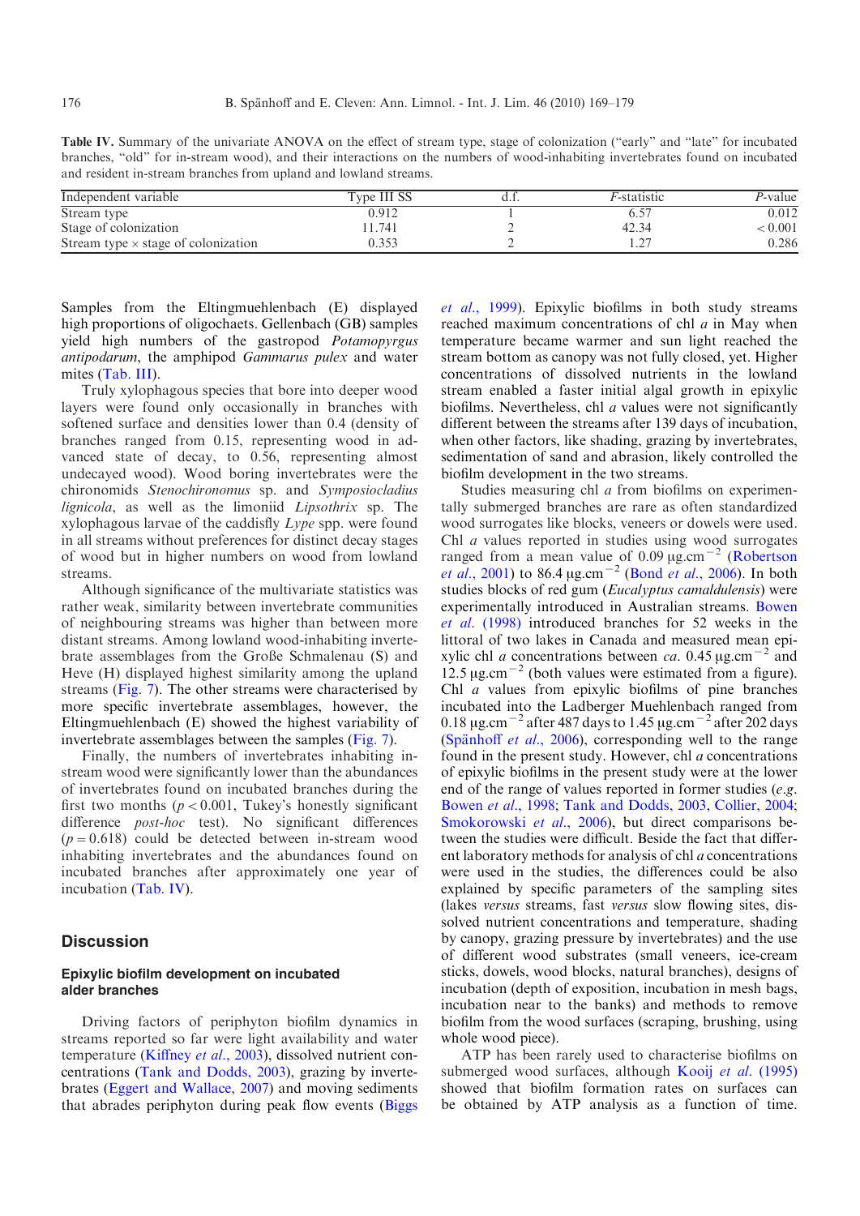**Table IV.** Summary of the univariate ANOVA on the effect of stream type, stage of colonization ("early" and "late" for incubated branches, "old" for in-stream wood), and their interactions on the numbers of wood-inhabiting invertebrates found on incubated and resident in-stream branches from upland and lowland streams.

| Independent variable | Type III SS | d.f. | *F*-statistic | *P*-value |
|---|---|---|---|---|
| Stream type | 0.912 | 1 | 6.57 | 0.012 |
| Stage of colonization | 11.741 | 2 | 42.34 | < 0.001 |
| Stream type × stage of colonization | 0.353 | 2 | 1.27 | 0.286 |

Samples from the Eltingmuehlenbach (E) displayed high proportions of oligochaets. Gellenbach (GB) samples yield high numbers of the gastropod *Potamopyrgus antipodarum*, the amphipod *Gammarus pulex* and water mites (Tab. III).

Truly xylophagous species that bore into deeper wood layers were found only occasionally in branches with softened surface and densities lower than 0.4 (density of branches ranged from 0.15, representing wood in advanced state of decay, to 0.56, representing almost undecayed wood). Wood boring invertebrates were the chironomids *Stenochironomus* sp. and *Symposiocladius lignicola*, as well as the limoniid *Lipsothrix* sp. The xylophagous larvae of the caddisfly *Lype* spp. were found in all streams without preferences for distinct decay stages of wood but in higher numbers on wood from lowland streams.

Although significance of the multivariate statistics was rather weak, similarity between invertebrate communities of neighbouring streams was higher than between more distant streams. Among lowland wood-inhabiting invertebrate assemblages from the Große Schmalenau (S) and Heve (H) displayed highest similarity among the upland streams (Fig. 7). The other streams were characterised by more specific invertebrate assemblages, however, the Eltingmuehlenbach (E) showed the highest variability of invertebrate assemblages between the samples (Fig. 7).

Finally, the numbers of invertebrates inhabiting in-stream wood were significantly lower than the abundances of invertebrates found on incubated branches during the first two months ($p < 0.001$, Tukey's honestly significant difference *post-hoc* test). No significant differences ($p = 0.618$) could be detected between in-stream wood inhabiting invertebrates and the abundances found on incubated branches after approximately one year of incubation (Tab. IV).

## Discussion

### Epixylic biofilm development on incubated alder branches

Driving factors of periphyton biofilm dynamics in streams reported so far were light availability and water temperature (Kiffney *et al.*, 2003), dissolved nutrient concentrations (Tank and Dodds, 2003), grazing by invertebrates (Eggert and Wallace, 2007) and moving sediments that abrades periphyton during peak flow events (Biggs *et al.*, 1999). Epixylic biofilms in both study streams reached maximum concentrations of chl *a* in May when temperature became warmer and sun light reached the stream bottom as canopy was not fully closed, yet. Higher concentrations of dissolved nutrients in the lowland stream enabled a faster initial algal growth in epixylic biofilms. Nevertheless, chl *a* values were not significantly different between the streams after 139 days of incubation, when other factors, like shading, grazing by invertebrates, sedimentation of sand and abrasion, likely controlled the biofilm development in the two streams.

Studies measuring chl *a* from biofilms on experimentally submerged branches are rare as often standardized wood surrogates like blocks, veneers or dowels were used. Chl *a* values reported in studies using wood surrogates ranged from a mean value of 0.09 $\mu g.cm^{-2}$ (Robertson *et al.*, 2001) to 86.4 $\mu g.cm^{-2}$ (Bond *et al.*, 2006). In both studies blocks of red gum (*Eucalyptus camaldulensis*) were experimentally introduced in Australian streams. Bowen *et al.* (1998) introduced branches for 52 weeks in the littoral of two lakes in Canada and measured mean epixylic chl *a* concentrations between *ca.* 0.45 $\mu g.cm^{-2}$ and 12.5 $\mu g.cm^{-2}$ (both values were estimated from a figure). Chl *a* values from epixylic biofilms of pine branches incubated into the Ladberger Muehlenbach ranged from 0.18 $\mu g.cm^{-2}$ after 487 days to 1.45 $\mu g.cm^{-2}$ after 202 days (Spänhoff *et al.*, 2006), corresponding well to the range found in the present study. However, chl *a* concentrations of epixylic biofilms in the present study were at the lower end of the range of values reported in former studies (*e.g.* Bowen *et al.*, 1998; Tank and Dodds, 2003, Collier, 2004; Smokorowski *et al.*, 2006), but direct comparisons between the studies were difficult. Beside the fact that different laboratory methods for analysis of chl *a* concentrations were used in the studies, the differences could be also explained by specific parameters of the sampling sites (lakes *versus* streams, fast *versus* slow flowing sites, dissolved nutrient concentrations and temperature, shading by canopy, grazing pressure by invertebrates) and the use of different wood substrates (small veneers, ice-cream sticks, dowels, wood blocks, natural branches), designs of incubation (depth of exposition, incubation in mesh bags, incubation near to the banks) and methods to remove biofilm from the wood surfaces (scraping, brushing, using whole wood piece).

ATP has been rarely used to characterise biofilms on submerged wood surfaces, although Kooij *et al.* (1995) showed that biofilm formation rates on surfaces can be obtained by ATP analysis as a function of time.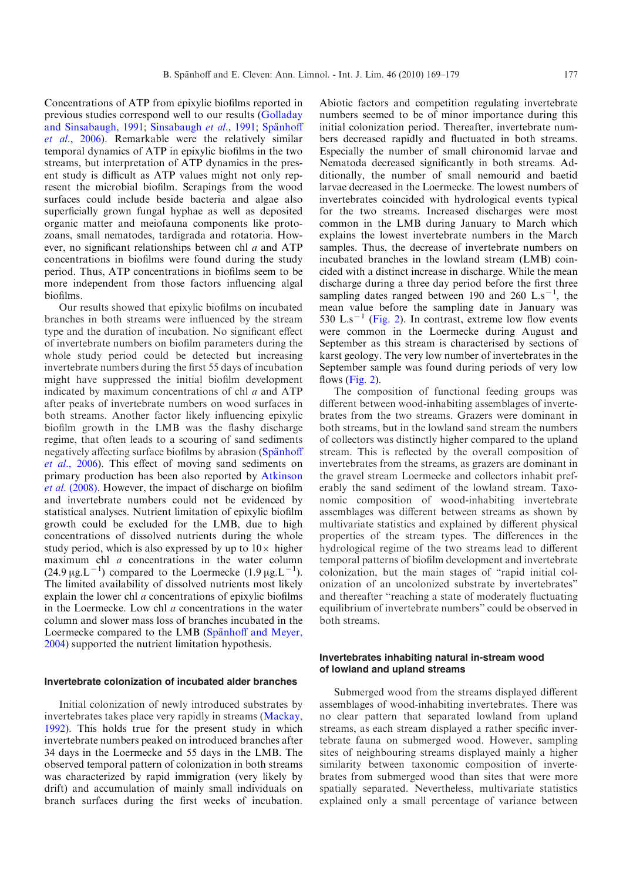Concentrations of ATP from epixylic biofilms reported in previous studies correspond well to our results (Golladay and Sinsabaugh, 1991; Sinsabaugh *et al.*, 1991; Spänhoff *et al.*, 2006). Remarkable were the relatively similar temporal dynamics of ATP in epixylic biofilms in the two streams, but interpretation of ATP dynamics in the present study is difficult as ATP values might not only represent the microbial biofilm. Scrapings from the wood surfaces could include beside bacteria and algae also superficially grown fungal hyphae as well as deposited organic matter and meiofauna components like protozoans, small nematodes, tardigrada and rotatoria. However, no significant relationships between chl *a* and ATP concentrations in biofilms were found during the study period. Thus, ATP concentrations in biofilms seem to be more independent from those factors influencing algal biofilms.

Our results showed that epixylic biofilms on incubated branches in both streams were influenced by the stream type and the duration of incubation. No significant effect of invertebrate numbers on biofilm parameters during the whole study period could be detected but increasing invertebrate numbers during the first 55 days of incubation might have suppressed the initial biofilm development indicated by maximum concentrations of chl *a* and ATP after peaks of invertebrate numbers on wood surfaces in both streams. Another factor likely influencing epixylic biofilm growth in the LMB was the flashy discharge regime, that often leads to a scouring of sand sediments negatively affecting surface biofilms by abrasion (Spänhoff *et al.*, 2006). This effect of moving sand sediments on primary production has been also reported by Atkinson *et al.* (2008). However, the impact of discharge on biofilm and invertebrate numbers could not be evidenced by statistical analyses. Nutrient limitation of epixylic biofilm growth could be excluded for the LMB, due to high concentrations of dissolved nutrients during the whole study period, which is also expressed by up to 10× higher maximum chl *a* concentrations in the water column (24.9 $\mu g.L^{-1}$) compared to the Loermecke (1.9 $\mu g.L^{-1}$). The limited availability of dissolved nutrients most likely explain the lower chl *a* concentrations of epixylic biofilms in the Loermecke. Low chl *a* concentrations in the water column and slower mass loss of branches incubated in the Loermecke compared to the LMB (Spänhoff and Meyer, 2004) supported the nutrient limitation hypothesis.

### Invertebrate colonization of incubated alder branches

Initial colonization of newly introduced substrates by invertebrates takes place very rapidly in streams (Mackay, 1992). This holds true for the present study in which invertebrate numbers peaked on introduced branches after 34 days in the Loermecke and 55 days in the LMB. The observed temporal pattern of colonization in both streams was characterized by rapid immigration (very likely by drift) and accumulation of mainly small individuals on branch surfaces during the first weeks of incubation. Abiotic factors and competition regulating invertebrate numbers seemed to be of minor importance during this initial colonization period. Thereafter, invertebrate numbers decreased rapidly and fluctuated in both streams. Especially the number of small chironomid larvae and Nematoda decreased significantly in both streams. Additionally, the number of small nemourid and baetid larvae decreased in the Loermecke. The lowest numbers of invertebrates coincided with hydrological events typical for the two streams. Increased discharges were most common in the LMB during January to March which explains the lowest invertebrate numbers in the March samples. Thus, the decrease of invertebrate numbers on incubated branches in the lowland stream (LMB) coincided with a distinct increase in discharge. While the mean discharge during a three day period before the first three sampling dates ranged between 190 and 260 $L.s^{-1}$, the mean value before the sampling date in January was 530 $L.s^{-1}$ (Fig. 2). In contrast, extreme low flow events were common in the Loermecke during August and September as this stream is characterised by sections of karst geology. The very low number of invertebrates in the September sample was found during periods of very low flows (Fig. 2).

The composition of functional feeding groups was different between wood-inhabiting assemblages of invertebrates from the two streams. Grazers were dominant in both streams, but in the lowland sand stream the numbers of collectors was distinctly higher compared to the upland stream. This is reflected by the overall composition of invertebrates from the streams, as grazers are dominant in the gravel stream Loermecke and collectors inhabit preferably the sand sediment of the lowland stream. Taxonomic composition of wood-inhabiting invertebrate assemblages was different between streams as shown by multivariate statistics and explained by different physical properties of the stream types. The differences in the hydrological regime of the two streams lead to different temporal patterns of biofilm development and invertebrate colonization, but the main stages of "rapid initial colonization of an uncolonized substrate by invertebrates" and thereafter "reaching a state of moderately fluctuating equilibrium of invertebrate numbers" could be observed in both streams.

### Invertebrates inhabiting natural in-stream wood of lowland and upland streams

Submerged wood from the streams displayed different assemblages of wood-inhabiting invertebrates. There was no clear pattern that separated lowland from upland streams, as each stream displayed a rather specific invertebrate fauna on submerged wood. However, sampling sites of neighbouring streams displayed mainly a higher similarity between taxonomic composition of invertebrates from submerged wood than sites that were more spatially separated. Nevertheless, multivariate statistics explained only a small percentage of variance between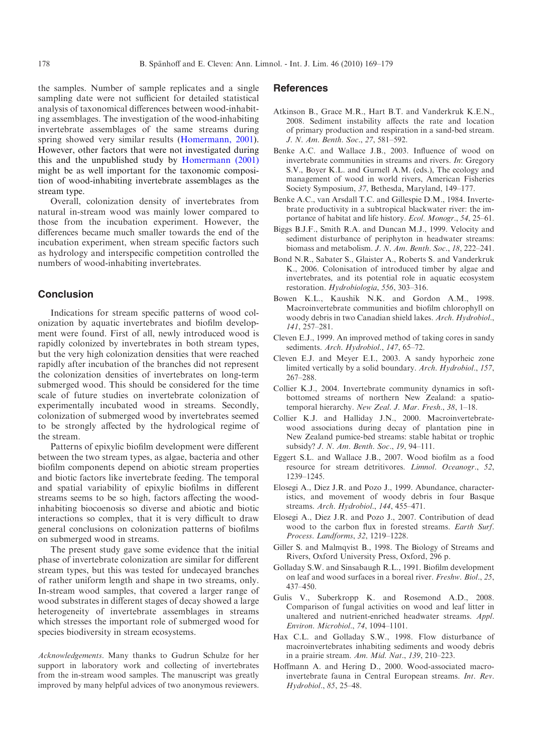the samples. Number of sample replicates and a single sampling date were not sufficient for detailed statistical analysis of taxonomical differences between wood-inhabiting assemblages. The investigation of the wood-inhabiting invertebrate assemblages of the same streams during spring showed very similar results (Homermann, 2001). However, other factors that were not investigated during this and the unpublished study by Homermann (2001) might be as well important for the taxonomic composition of wood-inhabiting invertebrate assemblages as the stream type.

Overall, colonization density of invertebrates from natural in-stream wood was mainly lower compared to those from the incubation experiment. However, the differences became much smaller towards the end of the incubation experiment, when stream specific factors such as hydrology and interspecific competition controlled the numbers of wood-inhabiting invertebrates.

## Conclusion

Indications for stream specific patterns of wood colonization by aquatic invertebrates and biofilm development were found. First of all, newly introduced wood is rapidly colonized by invertebrates in both stream types, but the very high colonization densities that were reached rapidly after incubation of the branches did not represent the colonization densities of invertebrates on long-term submerged wood. This should be considered for the time scale of future studies on invertebrate colonization of experimentally incubated wood in streams. Secondly, colonization of submerged wood by invertebrates seemed to be strongly affected by the hydrological regime of the stream.

Patterns of epixylic biofilm development were different between the two stream types, as algae, bacteria and other biofilm components depend on abiotic stream properties and biotic factors like invertebrate feeding. The temporal and spatial variability of epixylic biofilms in different streams seems to be so high, factors affecting the wood-inhabiting biocoenosis so diverse and abiotic and biotic interactions so complex, that it is very difficult to draw general conclusions on colonization patterns of biofilms on submerged wood in streams.

The present study gave some evidence that the initial phase of invertebrate colonization are similar for different stream types, but this was tested for undecayed branches of rather uniform length and shape in two streams, only. In-stream wood samples, that covered a larger range of wood substrates in different stages of decay showed a large heterogeneity of invertebrate assemblages in streams which stresses the important role of submerged wood for species biodiversity in stream ecosystems.

*Acknowledgements.* Many thanks to Gudrun Schulze for her support in laboratory work and collecting of invertebrates from the in-stream wood samples. The manuscript was greatly improved by many helpful advices of two anonymous reviewers.

## References

Atkinson B., Grace M.R., Hart B.T. and Vanderkruk K.E.N., 2008. Sediment instability affects the rate and location of primary production and respiration in a sand-bed stream. *J. N. Am. Benth. Soc.*, *27*, 581–592.

Benke A.C. and Wallace J.B., 2003. Influence of wood on invertebrate communities in streams and rivers. *In*: Gregory S.V., Boyer K.L. and Gurnell A.M. (eds.), The ecology and management of wood in world rivers, American Fisheries Society Symposium, *37*, Bethesda, Maryland, 149–177.

Benke A.C., van Arsdall T.C. and Gillespie D.M., 1984. Invertebrate productivity in a subtropical blackwater river: the importance of habitat and life history. *Ecol. Monogr.*, *54*, 25–61.

Biggs B.J.F., Smith R.A. and Duncan M.J., 1999. Velocity and sediment disturbance of periphyton in headwater streams: biomass and metabolism. *J. N. Am. Benth. Soc.*, *18*, 222–241.

Bond N.R., Sabater S., Glaister A., Roberts S. and Vanderkruk K., 2006. Colonisation of introduced timber by algae and invertebrates, and its potential role in aquatic ecosystem restoration. *Hydrobiologia*, *556*, 303–316.

Bowen K.L., Kaushik N.K. and Gordon A.M., 1998. Macroinvertebrate communities and biofilm chlorophyll on woody debris in two Canadian shield lakes. *Arch. Hydrobiol.*, *141*, 257–281.

Cleven E.J., 1999. An improved method of taking cores in sandy sediments. *Arch. Hydrobiol.*, *147*, 65–72.

Cleven E.J. and Meyer E.I., 2003. A sandy hyporheic zone limited vertically by a solid boundary. *Arch. Hydrobiol.*, *157*, 267–288.

Collier K.J., 2004. Invertebrate community dynamics in soft-bottomed streams of northern New Zealand: a spatio-temporal hierarchy. *New Zeal. J. Mar. Fresh.*, *38*, 1–18.

Collier K.J. and Halliday J.N., 2000. Macroinvertebrate-wood associations during decay of plantation pine in New Zealand pumice-bed streams: stable habitat or trophic subsidy? *J. N. Am. Benth. Soc.*, *19*, 94–111.

Eggert S.L. and Wallace J.B., 2007. Wood biofilm as a food resource for stream detritivores. *Limnol. Oceanogr.*, *52*, 1239–1245.

Elosegi A., Diez J.R. and Pozo J., 1999. Abundance, characteristics, and movement of woody debris in four Basque streams. *Arch. Hydrobiol.*, *144*, 455–471.

Elosegi A., Diez J.R. and Pozo J., 2007. Contribution of dead wood to the carbon flux in forested streams. *Earth Surf. Process. Landforms*, *32*, 1219–1228.

Giller S. and Malmqvist B., 1998. The Biology of Streams and Rivers, Oxford University Press, Oxford, 296 p.

Golladay S.W. and Sinsabaugh R.L., 1991. Biofilm development on leaf and wood surfaces in a boreal river. *Freshw. Biol.*, *25*, 437–450.

Gulis V., Suberkropp K. and Rosemond A.D., 2008. Comparison of fungal activities on wood and leaf litter in unaltered and nutrient-enriched headwater streams. *Appl. Environ. Microbiol.*, *74*, 1094–1101.

Hax C.L. and Golladay S.W., 1998. Flow disturbance of macroinvertebrates inhabiting sediments and woody debris in a prairie stream. *Am. Mid. Nat.*, *139*, 210–223.

Hoffmann A. and Hering D., 2000. Wood-associated macroinvertebrate fauna in Central European streams. *Int. Rev. Hydrobiol.*, *85*, 25–48.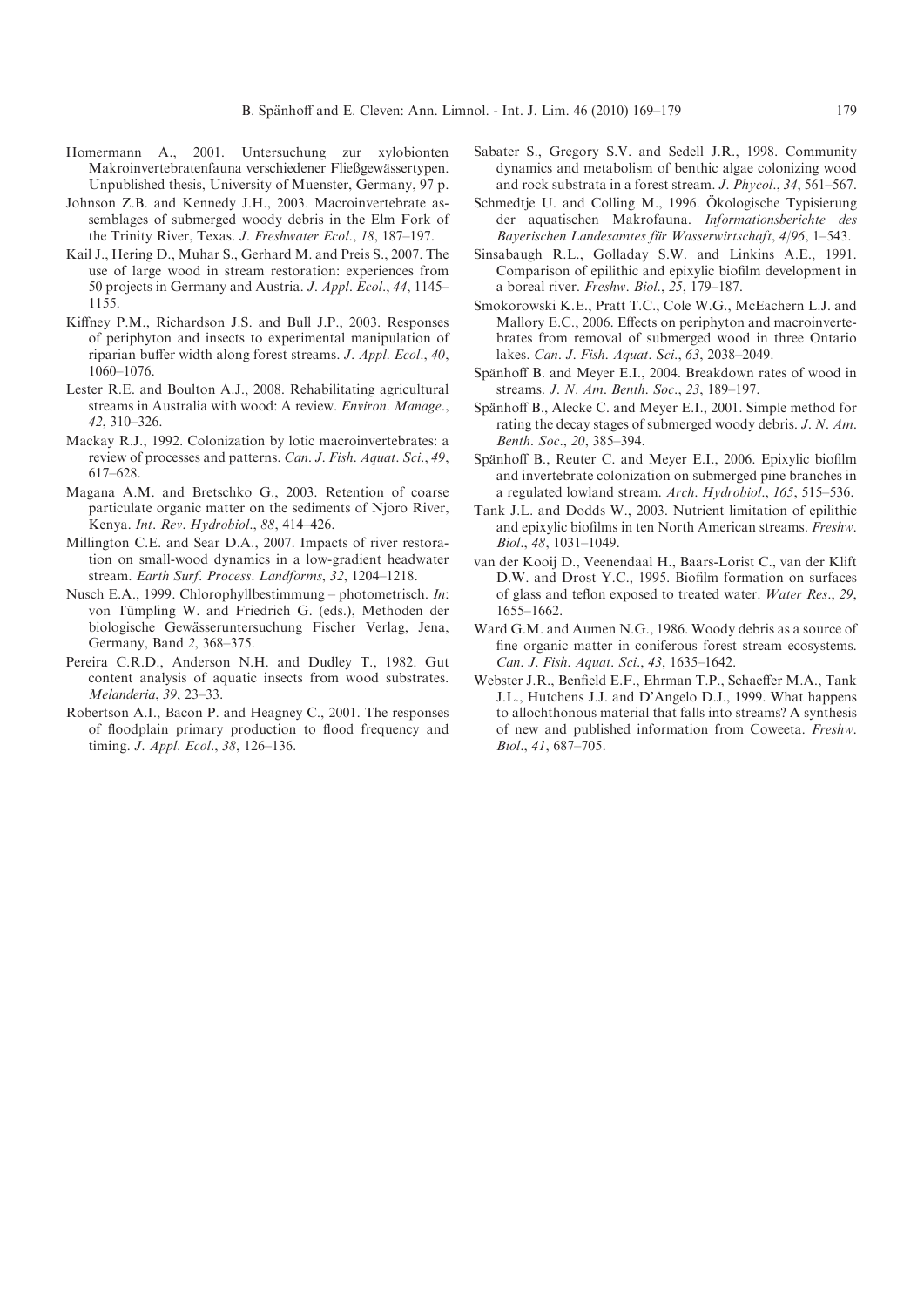Homermann A., 2001. Untersuchung zur xylobionten Makroinvertebratenfauna verschiedener Fließgewässertypen. Unpublished thesis, University of Muenster, Germany, 97 p.

Johnson Z.B. and Kennedy J.H., 2003. Macroinvertebrate assemblages of submerged woody debris in the Elm Fork of the Trinity River, Texas. *J. Freshwater Ecol.*, *18*, 187–197.

Kail J., Hering D., Muhar S., Gerhard M. and Preis S., 2007. The use of large wood in stream restoration: experiences from 50 projects in Germany and Austria. *J. Appl. Ecol.*, *44*, 1145–1155.

Kiffney P.M., Richardson J.S. and Bull J.P., 2003. Responses of periphyton and insects to experimental manipulation of riparian buffer width along forest streams. *J. Appl. Ecol.*, *40*, 1060–1076.

Lester R.E. and Boulton A.J., 2008. Rehabilitating agricultural streams in Australia with wood: A review. *Environ. Manage.*, *42*, 310–326.

Mackay R.J., 1992. Colonization by lotic macroinvertebrates: a review of processes and patterns. *Can. J. Fish. Aquat. Sci.*, *49*, 617–628.

Magana A.M. and Bretschko G., 2003. Retention of coarse particulate organic matter on the sediments of Njoro River, Kenya. *Int. Rev. Hydrobiol.*, *88*, 414–426.

Millington C.E. and Sear D.A., 2007. Impacts of river restoration on small-wood dynamics in a low-gradient headwater stream. *Earth Surf. Process. Landforms*, *32*, 1204–1218.

Nusch E.A., 1999. Chlorophyllbestimmung – photometrisch. *In*: von Tümpling W. and Friedrich G. (eds.), Methoden der biologische Gewässeruntersuchung Fischer Verlag, Jena, Germany, Band *2*, 368–375.

Pereira C.R.D., Anderson N.H. and Dudley T., 1982. Gut content analysis of aquatic insects from wood substrates. *Melanderia*, *39*, 23–33.

Robertson A.I., Bacon P. and Heagney C., 2001. The responses of floodplain primary production to flood frequency and timing. *J. Appl. Ecol.*, *38*, 126–136.

Sabater S., Gregory S.V. and Sedell J.R., 1998. Community dynamics and metabolism of benthic algae colonizing wood and rock substrata in a forest stream. *J. Phycol.*, *34*, 561–567.

Schmedtje U. and Colling M., 1996. Ökologische Typisierung der aquatischen Makrofauna. *Informationsberichte des Bayerischen Landesamtes für Wasserwirtschaft*, *4/96*, 1–543.

Sinsabaugh R.L., Golladay S.W. and Linkins A.E., 1991. Comparison of epilithic and epixylic biofilm development in a boreal river. *Freshw. Biol.*, *25*, 179–187.

Smokorowski K.E., Pratt T.C., Cole W.G., McEachern L.J. and Mallory E.C., 2006. Effects on periphyton and macroinvertebrates from removal of submerged wood in three Ontario lakes. *Can. J. Fish. Aquat. Sci.*, *63*, 2038–2049.

Spänhoff B. and Meyer E.I., 2004. Breakdown rates of wood in streams. *J. N. Am. Benth. Soc.*, *23*, 189–197.

Spänhoff B., Alecke C. and Meyer E.I., 2001. Simple method for rating the decay stages of submerged woody debris. *J. N. Am. Benth. Soc.*, *20*, 385–394.

Spänhoff B., Reuter C. and Meyer E.I., 2006. Epixylic biofilm and invertebrate colonization on submerged pine branches in a regulated lowland stream. *Arch. Hydrobiol.*, *165*, 515–536.

Tank J.L. and Dodds W., 2003. Nutrient limitation of epilithic and epixylic biofilms in ten North American streams. *Freshw. Biol.*, *48*, 1031–1049.

van der Kooij D., Veenendaal H., Baars-Lorist C., van der Klift D.W. and Drost Y.C., 1995. Biofilm formation on surfaces of glass and teflon exposed to treated water. *Water Res.*, *29*, 1655–1662.

Ward G.M. and Aumen N.G., 1986. Woody debris as a source of fine organic matter in coniferous forest stream ecosystems. *Can. J. Fish. Aquat. Sci.*, *43*, 1635–1642.

Webster J.R., Benfield E.F., Ehrman T.P., Schaeffer M.A., Tank J.L., Hutchens J.J. and D'Angelo D.J., 1999. What happens to allochthonous material that falls into streams? A synthesis of new and published information from Coweeta. *Freshw. Biol.*, *41*, 687–705.